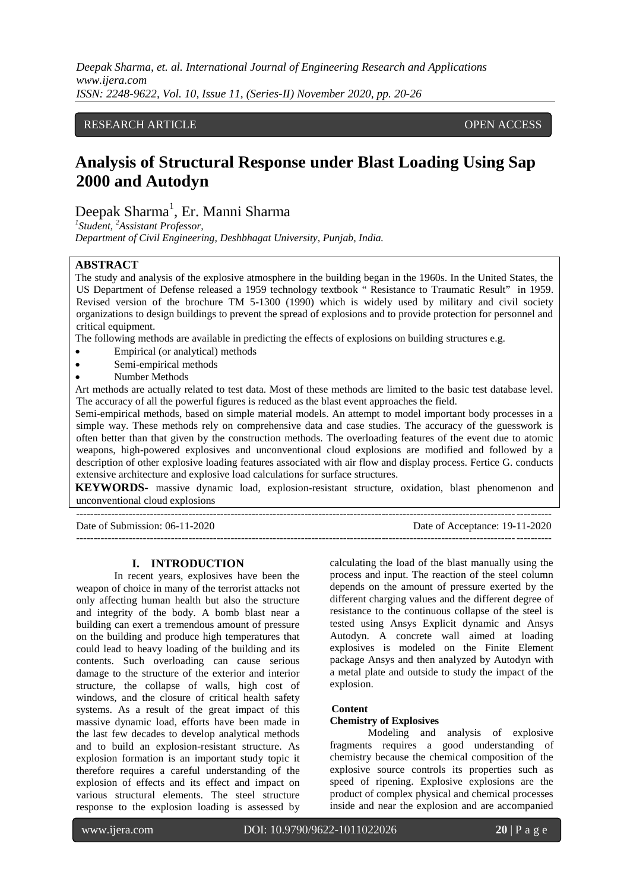RESEARCH ARTICLE OPEN ACCESS

# Analysis of Structural Response under Blast Loading Using Sap 2000 and Autodyn

Deepak Sharma[1], Er. Manni Sharma

[1]*Student*, [2]*Assistant Professor,*
*Department of Civil Engineering, Deshbhagat University, Punjab, India.*

## ABSTRACT

The study and analysis of the explosive atmosphere in the building began in the 1960s. In the United States, the US Department of Defense released a 1959 technology textbook " Resistance to Traumatic Result" in 1959. Revised version of the brochure TM 5-1300 (1990) which is widely used by military and civil society organizations to design buildings to prevent the spread of explosions and to provide protection for personnel and critical equipment.

The following methods are available in predicting the effects of explosions on building structures e.g.

- Empirical (or analytical) methods
- Semi-empirical methods
- Number Methods

Art methods are actually related to test data. Most of these methods are limited to the basic test database level. The accuracy of all the powerful figures is reduced as the blast event approaches the field.

Semi-empirical methods, based on simple material models. An attempt to model important body processes in a simple way. These methods rely on comprehensive data and case studies. The accuracy of the guesswork is often better than that given by the construction methods. The overloading features of the event due to atomic weapons, high-powered explosives and unconventional cloud explosions are modified and followed by a description of other explosive loading features associated with air flow and display process. Fertice G. conducts extensive architecture and explosive load calculations for surface structures.

**KEYWORDS-** massive dynamic load, explosion-resistant structure, oxidation, blast phenomenon and unconventional cloud explosions

---

Date of Submission: 06-11-2020 Date of Acceptance: 19-11-2020

---

## I. INTRODUCTION

In recent years, explosives have been the weapon of choice in many of the terrorist attacks not only affecting human health but also the structure and integrity of the body. A bomb blast near a building can exert a tremendous amount of pressure on the building and produce high temperatures that could lead to heavy loading of the building and its contents. Such overloading can cause serious damage to the structure of the exterior and interior structure, the collapse of walls, high cost of windows, and the closure of critical health safety systems. As a result of the great impact of this massive dynamic load, efforts have been made in the last few decades to develop analytical methods and to build an explosion-resistant structure. As explosion formation is an important study topic it therefore requires a careful understanding of the explosion of effects and its effect and impact on various structural elements. The steel structure response to the explosion loading is assessed by calculating the load of the blast manually using the process and input. The reaction of the steel column depends on the amount of pressure exerted by the different charging values and the different degree of resistance to the continuous collapse of the steel is tested using Ansys Explicit dynamic and Ansys Autodyn. A concrete wall aimed at loading explosives is modeled on the Finite Element package Ansys and then analyzed by Autodyn with a metal plate and outside to study the impact of the explosion.

### Content

#### Chemistry of Explosives

Modeling and analysis of explosive fragments requires a good understanding of chemistry because the chemical composition of the explosive source controls its properties such as speed of ripening. Explosive explosions are the product of complex physical and chemical processes inside and near the explosion and are accompanied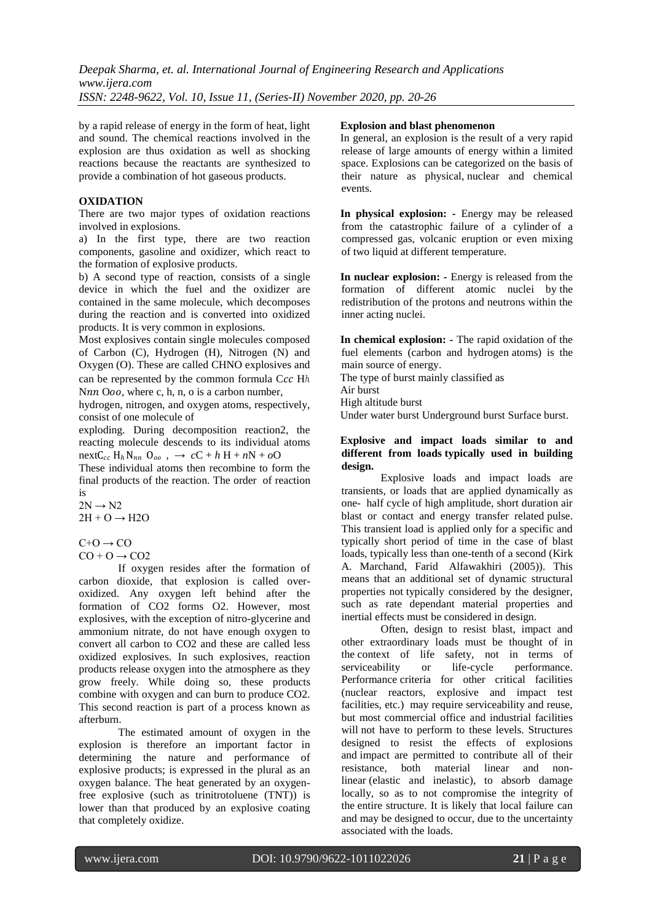by a rapid release of energy in the form of heat, light and sound. The chemical reactions involved in the explosion are thus oxidation as well as shocking reactions because the reactants are synthesized to provide a combination of hot gaseous products.

**OXIDATION**

There are two major types of oxidation reactions involved in explosions.

a) In the first type, there are two reaction components, gasoline and oxidizer, which react to the formation of explosive products.

b) A second type of reaction, consists of a single device in which the fuel and the oxidizer are contained in the same molecule, which decomposes during the reaction and is converted into oxidized products. It is very common in explosions.

Most explosives contain single molecules composed of Carbon (C), Hydrogen (H), Nitrogen (N) and Oxygen (O). These are called CHNO explosives and can be represented by the common formula $C_{cc}$ $H_h$ $N_{nn}$ $O_{oo}$, where c, h, n, o is a carbon number, hydrogen, nitrogen, and oxygen atoms, respectively, consist of one molecule of exploding. During decomposition reaction2, the reacting molecule descends to its individual atoms next$C_{cc}\, H_h\, N_{nn}\; O_{oo}\;,\; \rightarrow\; c\mathrm{C} + h\,\mathrm{H} + n\mathrm{N} + o\mathrm{O}$

These individual atoms then recombine to form the final products of the reaction. The order of reaction is

$2N \rightarrow N_2$

$2H + O \rightarrow H_2O$

$C+O \rightarrow CO$

$CO + O \rightarrow CO_2$

If oxygen resides after the formation of carbon dioxide, that explosion is called over-oxidized. Any oxygen left behind after the formation of $CO_2$ forms $O_2$. However, most explosives, with the exception of nitro-glycerine and ammonium nitrate, do not have enough oxygen to convert all carbon to $CO_2$ and these are called less oxidized explosives. In such explosives, reaction products release oxygen into the atmosphere as they grow freely. While doing so, these products combine with oxygen and can burn to produce $CO_2$. This second reaction is part of a process known as afterburn.

The estimated amount of oxygen in the explosion is therefore an important factor in determining the nature and performance of explosive products; is expressed in the plural as an oxygen balance. The heat generated by an oxygen-free explosive (such as trinitrotoluene (TNT)) is lower than that produced by an explosive coating that completely oxidize.

**Explosion and blast phenomenon**

In general, an explosion is the result of a very rapid release of large amounts of energy within a limited space. Explosions can be categorized on the basis of their nature as physical, nuclear and chemical events.

**In physical explosion: -** Energy may be released from the catastrophic failure of a cylinder of a compressed gas, volcanic eruption or even mixing of two liquid at different temperature.

**In nuclear explosion: -** Energy is released from the formation of different atomic nuclei by the redistribution of the protons and neutrons within the inner acting nuclei.

**In chemical explosion: -** The rapid oxidation of the fuel elements (carbon and hydrogen atoms) is the main source of energy.

The type of burst mainly classified as

Air burst

High altitude burst

Under water burst Underground burst Surface burst.

**Explosive and impact loads similar to and different from loads typically used in building design.**

Explosive loads and impact loads are transients, or loads that are applied dynamically as one- half cycle of high amplitude, short duration air blast or contact and energy transfer related pulse. This transient load is applied only for a specific and typically short period of time in the case of blast loads, typically less than one-tenth of a second (Kirk A. Marchand, Farid Alfawakhiri (2005)). This means that an additional set of dynamic structural properties not typically considered by the designer, such as rate dependant material properties and inertial effects must be considered in design.

Often, design to resist blast, impact and other extraordinary loads must be thought of in the context of life safety, not in terms of serviceability or life-cycle performance. Performance criteria for other critical facilities (nuclear reactors, explosive and impact test facilities, etc.) may require serviceability and reuse, but most commercial office and industrial facilities will not have to perform to these levels. Structures designed to resist the effects of explosions and impact are permitted to contribute all of their resistance, both material linear and non-linear (elastic and inelastic), to absorb damage locally, so as to not compromise the integrity of the entire structure. It is likely that local failure can and may be designed to occur, due to the uncertainty associated with the loads.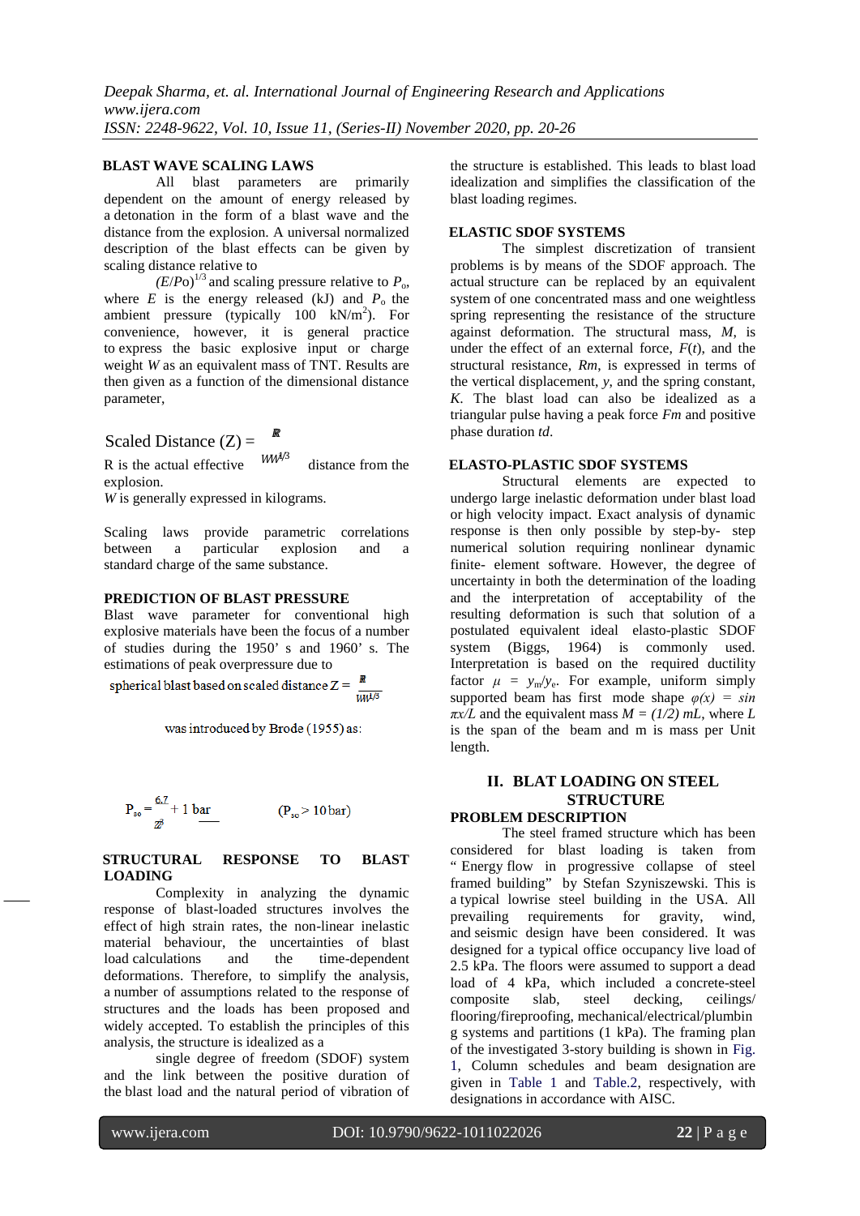### BLAST WAVE SCALING LAWS

All blast parameters are primarily dependent on the amount of energy released by a detonation in the form of a blast wave and the distance from the explosion. A universal normalized description of the blast effects can be given by scaling distance relative to

$(E/Po)^{1/3}$ and scaling pressure relative to $P_o$, where $E$ is the energy released (kJ) and $P_o$ the ambient pressure (typically 100 $kN/m^2$). For convenience, however, it is general practice to express the basic explosive input or charge weight $W$ as an equivalent mass of TNT. Results are then given as a function of the dimensional distance parameter,

$$\text{Scaled Distance (Z)} = \frac{R}{W^{1/3}}$$

R is the actual effective distance from the explosion.

*W* is generally expressed in kilograms.

Scaling laws provide parametric correlations between a particular explosion and a standard charge of the same substance.

### PREDICTION OF BLAST PRESSURE

Blast wave parameter for conventional high explosive materials have been the focus of a number of studies during the 1950' s and 1960' s. The estimations of peak overpressure due to

spherical blast based on scaled distance $Z = \frac{R}{W^{1/3}}$

was introduced by Brode (1955) as:

$$P_{so} = \frac{6.7}{Z^3} + 1 \text{ bar} \qquad (P_{so} > 10 \text{ bar})$$

### STRUCTURAL RESPONSE TO BLAST LOADING

Complexity in analyzing the dynamic response of blast-loaded structures involves the effect of high strain rates, the non-linear inelastic material behaviour, the uncertainties of blast load calculations and the time-dependent deformations. Therefore, to simplify the analysis, a number of assumptions related to the response of structures and the loads has been proposed and widely accepted. To establish the principles of this analysis, the structure is idealized as a

single degree of freedom (SDOF) system and the link between the positive duration of the blast load and the natural period of vibration of the structure is established. This leads to blast load idealization and simplifies the classification of the blast loading regimes.

### ELASTIC SDOF SYSTEMS

The simplest discretization of transient problems is by means of the SDOF approach. The actual structure can be replaced by an equivalent system of one concentrated mass and one weightless spring representing the resistance of the structure against deformation. The structural mass, *M*, is under the effect of an external force, *F*(*t*), and the structural resistance, *Rm*, is expressed in terms of the vertical displacement, *y*, and the spring constant, *K*. The blast load can also be idealized as a triangular pulse having a peak force *Fm* and positive phase duration *td*.

### ELASTO-PLASTIC SDOF SYSTEMS

Structural elements are expected to undergo large inelastic deformation under blast load or high velocity impact. Exact analysis of dynamic response is then only possible by step-by- step numerical solution requiring nonlinear dynamic finite- element software. However, the degree of uncertainty in both the determination of the loading and the interpretation of acceptability of the resulting deformation is such that solution of a postulated equivalent ideal elasto-plastic SDOF system (Biggs, 1964) is commonly used. Interpretation is based on the required ductility factor $\mu = y_m/y_e$. For example, uniform simply supported beam has first mode shape $\varphi(x) = \sin \pi x/L$ and the equivalent mass $M = (1/2)\, mL$, where $L$ is the span of the beam and m is mass per Unit length.

## II. BLAT LOADING ON STEEL STRUCTURE

### PROBLEM DESCRIPTION

The steel framed structure which has been considered for blast loading is taken from " Energy flow in progressive collapse of steel framed building" by Stefan Szyniszewski. This is a typical lowrise steel building in the USA. All prevailing requirements for gravity, wind, and seismic design have been considered. It was designed for a typical office occupancy live load of 2.5 kPa. The floors were assumed to support a dead load of 4 kPa, which included a concrete-steel composite slab, steel decking, ceilings/ flooring/fireproofing, mechanical/electrical/plumbing systems and partitions (1 kPa). The framing plan of the investigated 3-story building is shown in Fig. 1, Column schedules and beam designation are given in Table 1 and Table.2, respectively, with designations in accordance with AISC.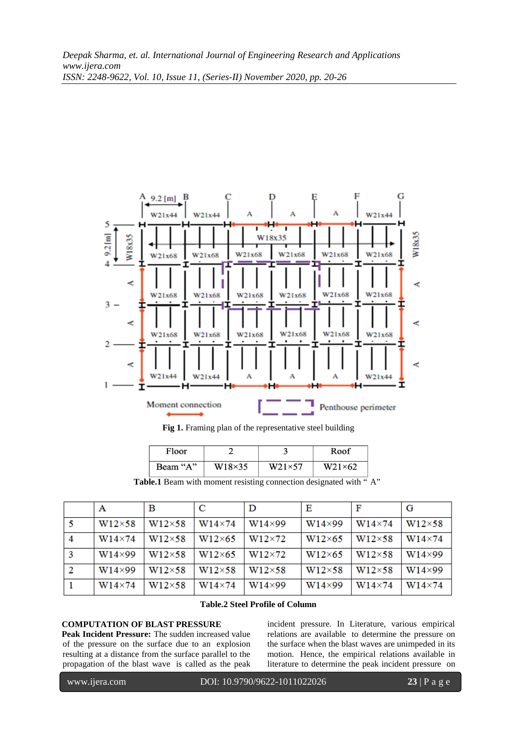Fig 1. Framing plan of the representative steel building

| Floor | 2 | 3 | Roof |
|---|---|---|---|
| Beam "A" | W18×35 | W21×57 | W21×62 |

**Table.1** Beam with moment resisting connection designated with " A"

| | A | B | C | D | E | F | G |
|---|---|---|---|---|---|---|---|
| 5 | W12×58 | W12×58 | W14×74 | W14×99 | W14×99 | W14×74 | W12×58 |
| 4 | W14×74 | W12×58 | W12×65 | W12×72 | W12×65 | W12×58 | W14×74 |
| 3 | W14×99 | W12×58 | W12×65 | W12×72 | W12×65 | W12×58 | W14×99 |
| 2 | W14×99 | W12×58 | W12×58 | W12×58 | W12×58 | W12×58 | W14×99 |
| 1 | W14×74 | W12×58 | W14×74 | W14×99 | W14×99 | W14×74 | W14×74 |

**Table.2 Steel Profile of Column**

## COMPUTATION OF BLAST PRESSURE

**Peak Incident Pressure:** The sudden increased value of the pressure on the surface due to an explosion resulting at a distance from the surface parallel to the propagation of the blast wave is called as the peak incident pressure. In Literature, various empirical relations are available to determine the pressure on the surface when the blast waves are unimpeded in its motion. Hence, the empirical relations available in literature to determine the peak incident pressure on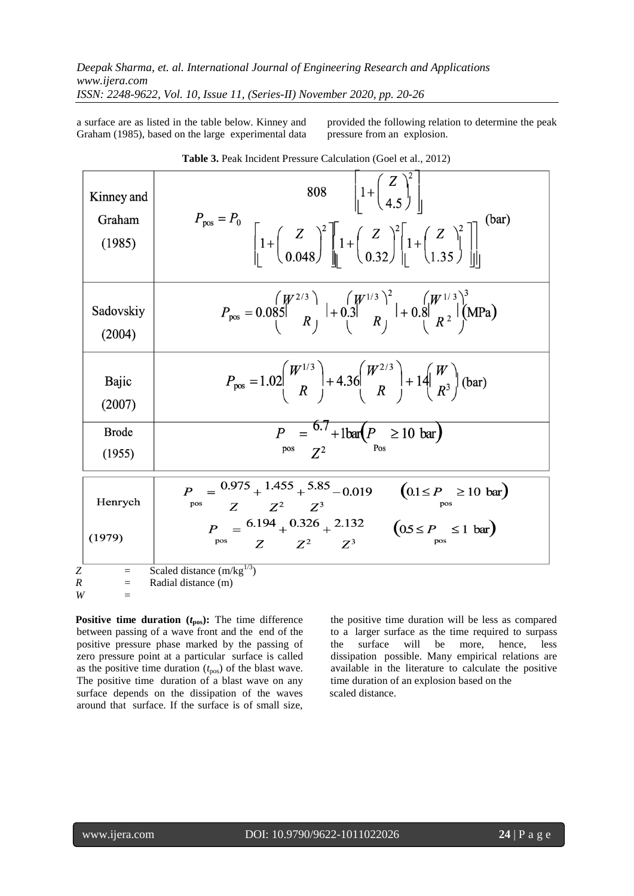a surface are as listed in the table below. Kinney and Graham (1985), based on the large experimental data provided the following relation to determine the peak pressure from an explosion.

**Table 3.** Peak Incident Pressure Calculation (Goel et al., 2012)

| | |
|---|---|
| Kinney and Graham (1985) | $P_{pos} = P_0 \dfrac{808\left[1+\left(\dfrac{Z}{4.5}\right)^2\right]}{\left[1+\left(\dfrac{Z}{0.048}\right)^2\right]\left[1+\left(\dfrac{Z}{0.32}\right)^2\right]\left[1+\left(\dfrac{Z}{1.35}\right)^2\right]}$ (bar) |
| Sadovskiy (2004) | $P_{pos} = 0.085\left(\dfrac{W^{2/3}}{R}\right) + 0.3\left(\dfrac{W^{1/3}}{R}\right)^2 + 0.8\left(\dfrac{W^{1/3}}{R^2}\right)^3$ (MPa) |
| Bajic (2007) | $P_{pos} = 1.02\left(\dfrac{W^{1/3}}{R}\right) + 4.36\left(\dfrac{W^{2/3}}{R}\right) + 14\left(\dfrac{W}{R^3}\right)$ (bar) |
| Brode (1955) | $P_{pos} = \dfrac{6.7}{Z^2} + 1\text{bar}\left(P_{Pos} \geq 10 \text{ bar}\right)$ |
| Henrych (1979) | $P_{pos} = \dfrac{0.975}{Z} + \dfrac{1.455}{Z^2} + \dfrac{5.85}{Z^3} - 0.019 \quad \left(0.1 \leq P_{pos} \geq 10 \text{ bar}\right)$ <br> $P_{pos} = \dfrac{6.194}{Z} + \dfrac{0.326}{Z^2} + \dfrac{2.132}{Z^3} \quad \left(0.5 \leq P_{pos} \leq 1 \text{ bar}\right)$ |

$Z$ = Scaled distance ($m/kg^{1/3}$)
$R$ = Radial distance (m)
$W$ =

**Positive time duration ($t_{pos}$):** The time difference between passing of a wave front and the end of the positive pressure phase marked by the passing of zero pressure point at a particular surface is called as the positive time duration ($t_{pos}$) of the blast wave. The positive time duration of a blast wave on any surface depends on the dissipation of the waves around that surface. If the surface is of small size, the positive time duration will be less as compared to a larger surface as the time required to surpass the surface will be more, hence, less dissipation possible. Many empirical relations are available in the literature to calculate the positive time duration of an explosion based on the scaled distance.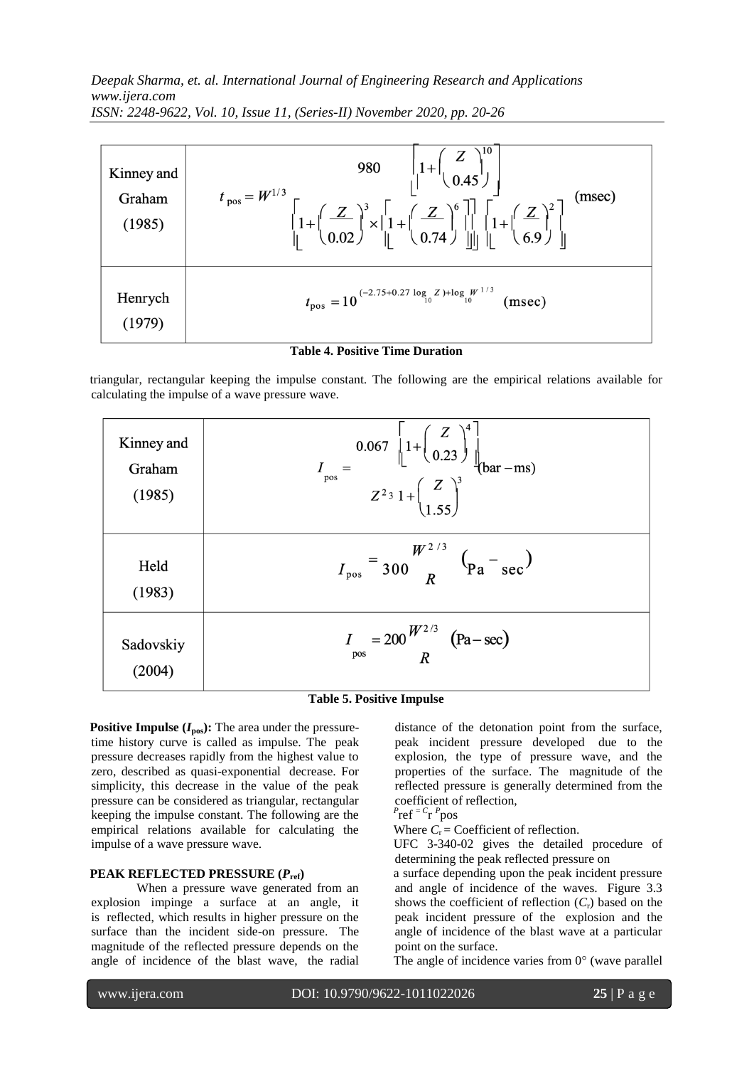| | |
|---|---|
| Kinney and Graham (1985) | $t_{pos} = W^{1/3} \dfrac{980 \left[1+\left(\dfrac{Z}{0.45}\right)^{10}\right]}{\left[1+\left(\dfrac{Z}{0.02}\right)^{3}\right] \times \left[1+\left(\dfrac{Z}{0.74}\right)^{6}\right] \left[1+\left(\dfrac{Z}{6.9}\right)^{2}\right]}$ (msec) |
| Henrych (1979) | $t_{pos} = 10^{(-2.75+0.27 \log_{10} Z)+\log_{10} W^{1/3}}$ (msec) |

**Table 4. Positive Time Duration**

triangular, rectangular keeping the impulse constant. The following are the empirical relations available for calculating the impulse of a wave pressure wave.

| | |
|---|---|
| Kinney and Graham (1985) | $I_{pos} = \dfrac{0.067 \left[1+\left(\dfrac{Z}{0.23}\right)^{4}\right]}{Z^{2} \sqrt[3]{1+\left(\dfrac{Z}{1.55}\right)^{3}}}$ (bar − ms) |
| Held (1983) | $I_{pos} = 300 \dfrac{W^{2/3}}{R}$ (Pa − sec) |
| Sadovskiy (2004) | $I_{pos} = 200 \dfrac{W^{2/3}}{R}$ (Pa − sec) |

**Table 5. Positive Impulse**

**Positive Impulse ($I_{pos}$):** The area under the pressure-time history curve is called as impulse. The peak pressure decreases rapidly from the highest value to zero, described as quasi-exponential decrease. For simplicity, this decrease in the value of the peak pressure can be considered as triangular, rectangular keeping the impulse constant. The following are the empirical relations available for calculating the impulse of a wave pressure wave.

**PEAK REFLECTED PRESSURE ($P_{ref}$)**

When a pressure wave generated from an explosion impinge a surface at an angle, it is reflected, which results in higher pressure on the surface than the incident side-on pressure. The magnitude of the reflected pressure depends on the angle of incidence of the blast wave, the radial distance of the detonation point from the surface, peak incident pressure developed due to the explosion, the type of pressure wave, and the properties of the surface. The magnitude of the reflected pressure is generally determined from the coefficient of reflection,

$$P_{ref} = C_r P_{pos}$$

Where $C_r$ = Coefficient of reflection.

UFC 3-340-02 gives the detailed procedure of determining the peak reflected pressure on a surface depending upon the peak incident pressure and angle of incidence of the waves. Figure 3.3 shows the coefficient of reflection ($C_r$) based on the peak incident pressure of the explosion and the angle of incidence of the blast wave at a particular point on the surface.

The angle of incidence varies from 0° (wave parallel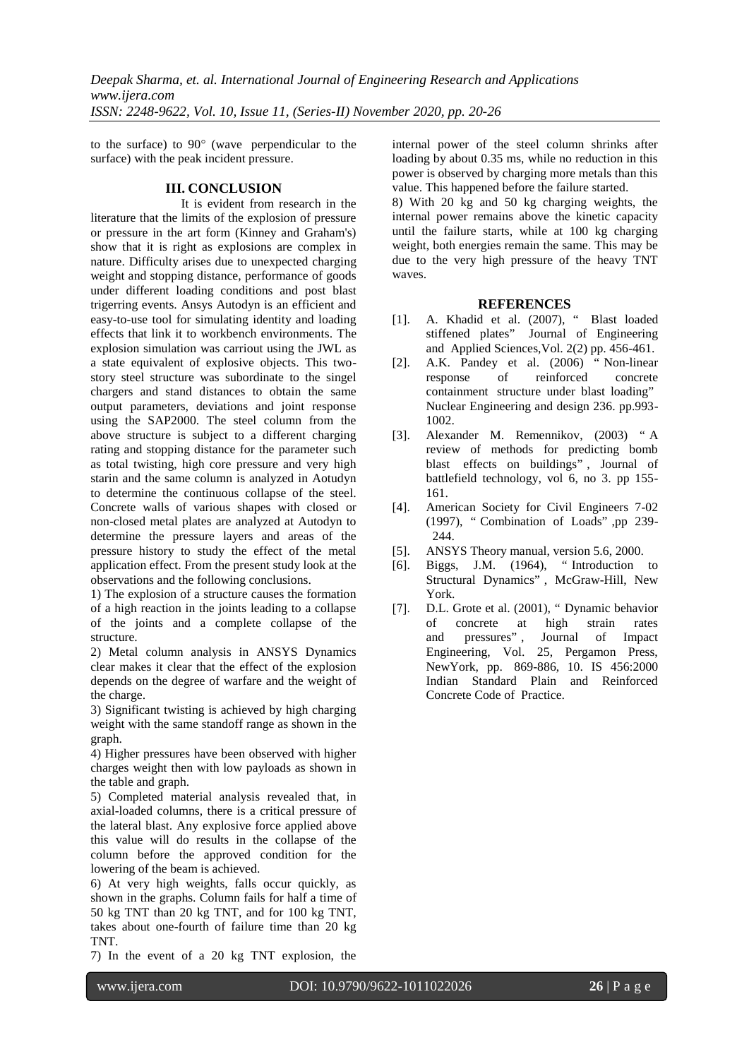to the surface) to 90° (wave perpendicular to the surface) with the peak incident pressure.

## III. CONCLUSION

It is evident from research in the literature that the limits of the explosion of pressure or pressure in the art form (Kinney and Graham's) show that it is right as explosions are complex in nature. Difficulty arises due to unexpected charging weight and stopping distance, performance of goods under different loading conditions and post blast trigerring events. Ansys Autodyn is an efficient and easy-to-use tool for simulating identity and loading effects that link it to workbench environments. The explosion simulation was carriout using the JWL as a state equivalent of explosive objects. This two-story steel structure was subordinate to the singel chargers and stand distances to obtain the same output parameters, deviations and joint response using the SAP2000. The steel column from the above structure is subject to a different charging rating and stopping distance for the parameter such as total twisting, high core pressure and very high starin and the same column is analyzed in Aotudyn to determine the continuous collapse of the steel. Concrete walls of various shapes with closed or non-closed metal plates are analyzed at Autodyn to determine the pressure layers and areas of the pressure history to study the effect of the metal application effect. From the present study look at the observations and the following conclusions.

1) The explosion of a structure causes the formation of a high reaction in the joints leading to a collapse of the joints and a complete collapse of the structure.

2) Metal column analysis in ANSYS Dynamics clear makes it clear that the effect of the explosion depends on the degree of warfare and the weight of the charge.

3) Significant twisting is achieved by high charging weight with the same standoff range as shown in the graph.

4) Higher pressures have been observed with higher charges weight then with low payloads as shown in the table and graph.

5) Completed material analysis revealed that, in axial-loaded columns, there is a critical pressure of the lateral blast. Any explosive force applied above this value will do results in the collapse of the column before the approved condition for the lowering of the beam is achieved.

6) At very high weights, falls occur quickly, as shown in the graphs. Column fails for half a time of 50 kg TNT than 20 kg TNT, and for 100 kg TNT, takes about one-fourth of failure time than 20 kg TNT.

7) In the event of a 20 kg TNT explosion, the internal power of the steel column shrinks after loading by about 0.35 ms, while no reduction in this power is observed by charging more metals than this value. This happened before the failure started.

8) With 20 kg and 50 kg charging weights, the internal power remains above the kinetic capacity until the failure starts, while at 100 kg charging weight, both energies remain the same. This may be due to the very high pressure of the heavy TNT waves.

## REFERENCES

[1]. A. Khadid et al. (2007), " Blast loaded stiffened plates" Journal of Engineering and Applied Sciences,Vol. 2(2) pp. 456-461.

[2]. A.K. Pandey et al. (2006) " Non-linear response of reinforced concrete containment structure under blast loading" Nuclear Engineering and design 236. pp.993-1002.

[3]. Alexander M. Remennikov, (2003) " A review of methods for predicting bomb blast effects on buildings" , Journal of battlefield technology, vol 6, no 3. pp 155-161.

[4]. American Society for Civil Engineers 7-02 (1997), " Combination of Loads" ,pp 239-244.

[5]. ANSYS Theory manual, version 5.6, 2000.

[6]. Biggs, J.M. (1964), " Introduction to Structural Dynamics" , McGraw-Hill, New York.

[7]. D.L. Grote et al. (2001), " Dynamic behavior of concrete at high strain rates and pressures" , Journal of Impact Engineering, Vol. 25, Pergamon Press, NewYork, pp. 869-886, 10. IS 456:2000 Indian Standard Plain and Reinforced Concrete Code of Practice.